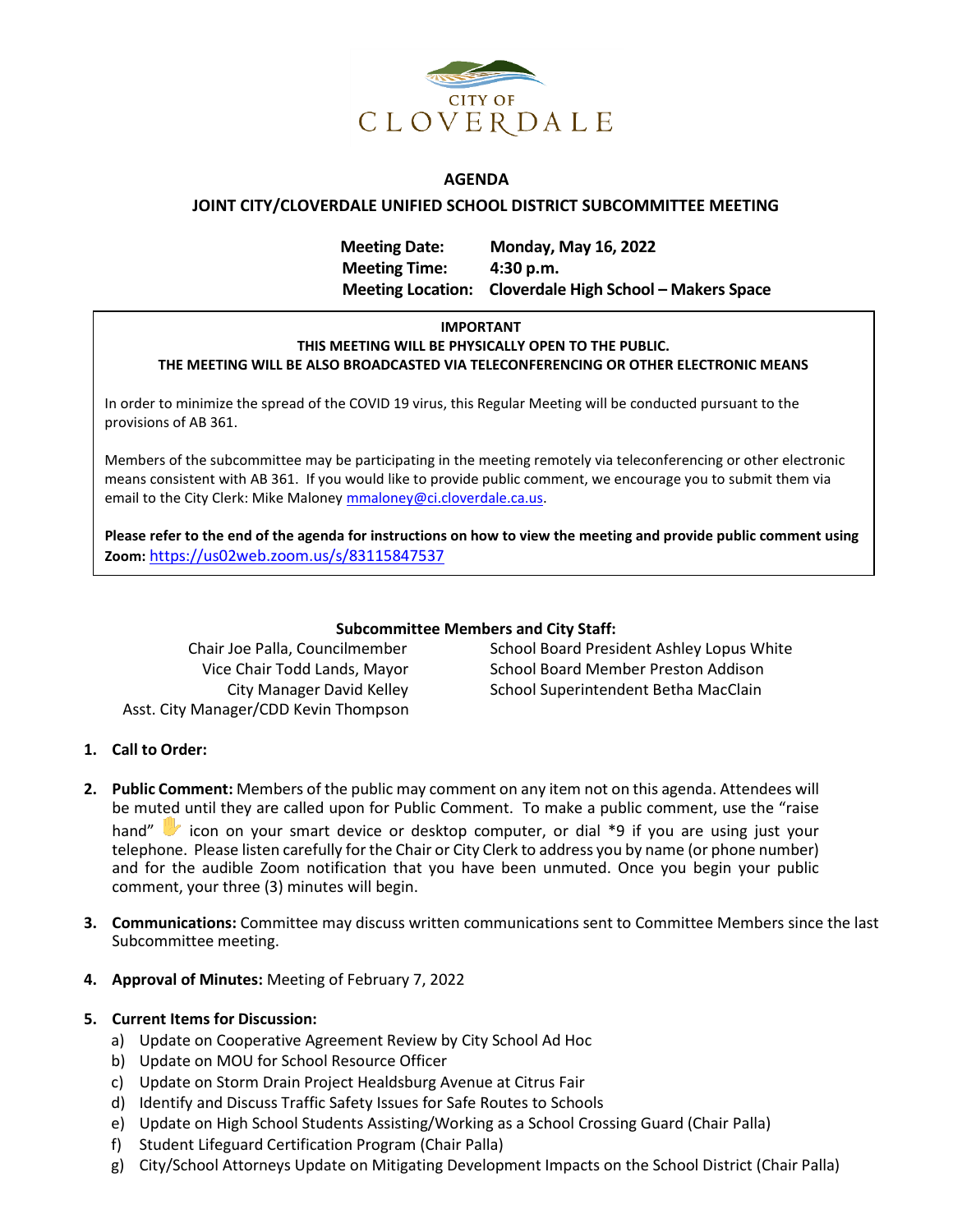CITY OF CLOVERDALE

# AGENDA

## JOINT CITY/CLOVERDALE UNIFIED SCHOOL DISTRICT SUBCOMMITTEE MEETING

**Meeting Date:** **Monday, May 16, 2022**
**Meeting Time:** **4:30 p.m.**
**Meeting Location:** **Cloverdale High School – Makers Space**

---

**IMPORTANT**
**THIS MEETING WILL BE PHYSICALLY OPEN TO THE PUBLIC.**
**THE MEETING WILL BE ALSO BROADCASTED VIA TELECONFERENCING OR OTHER ELECTRONIC MEANS**

In order to minimize the spread of the COVID 19 virus, this Regular Meeting will be conducted pursuant to the provisions of AB 361.

Members of the subcommittee may be participating in the meeting remotely via teleconferencing or other electronic means consistent with AB 361. If you would like to provide public comment, we encourage you to submit them via email to the City Clerk: Mike Maloney mmaloney@ci.cloverdale.ca.us.

**Please refer to the end of the agenda for instructions on how to view the meeting and provide public comment using Zoom:** https://us02web.zoom.us/s/83115847537

---

**Subcommittee Members and City Staff:**

Chair Joe Palla, Councilmember
Vice Chair Todd Lands, Mayor
City Manager David Kelley
Asst. City Manager/CDD Kevin Thompson

School Board President Ashley Lopus White
School Board Member Preston Addison
School Superintendent Betha MacClain

1. **Call to Order:**

2. **Public Comment:** Members of the public may comment on any item not on this agenda. Attendees will be muted until they are called upon for Public Comment. To make a public comment, use the "raise hand" ✋ icon on your smart device or desktop computer, or dial *9 if you are using just your telephone. Please listen carefully for the Chair or City Clerk to address you by name (or phone number) and for the audible Zoom notification that you have been unmuted. Once you begin your public comment, your three (3) minutes will begin.

3. **Communications:** Committee may discuss written communications sent to Committee Members since the last Subcommittee meeting.

4. **Approval of Minutes:** Meeting of February 7, 2022

5. **Current Items for Discussion:**
   a) Update on Cooperative Agreement Review by City School Ad Hoc
   b) Update on MOU for School Resource Officer
   c) Update on Storm Drain Project Healdsburg Avenue at Citrus Fair
   d) Identify and Discuss Traffic Safety Issues for Safe Routes to Schools
   e) Update on High School Students Assisting/Working as a School Crossing Guard (Chair Palla)
   f) Student Lifeguard Certification Program (Chair Palla)
   g) City/School Attorneys Update on Mitigating Development Impacts on the School District (Chair Palla)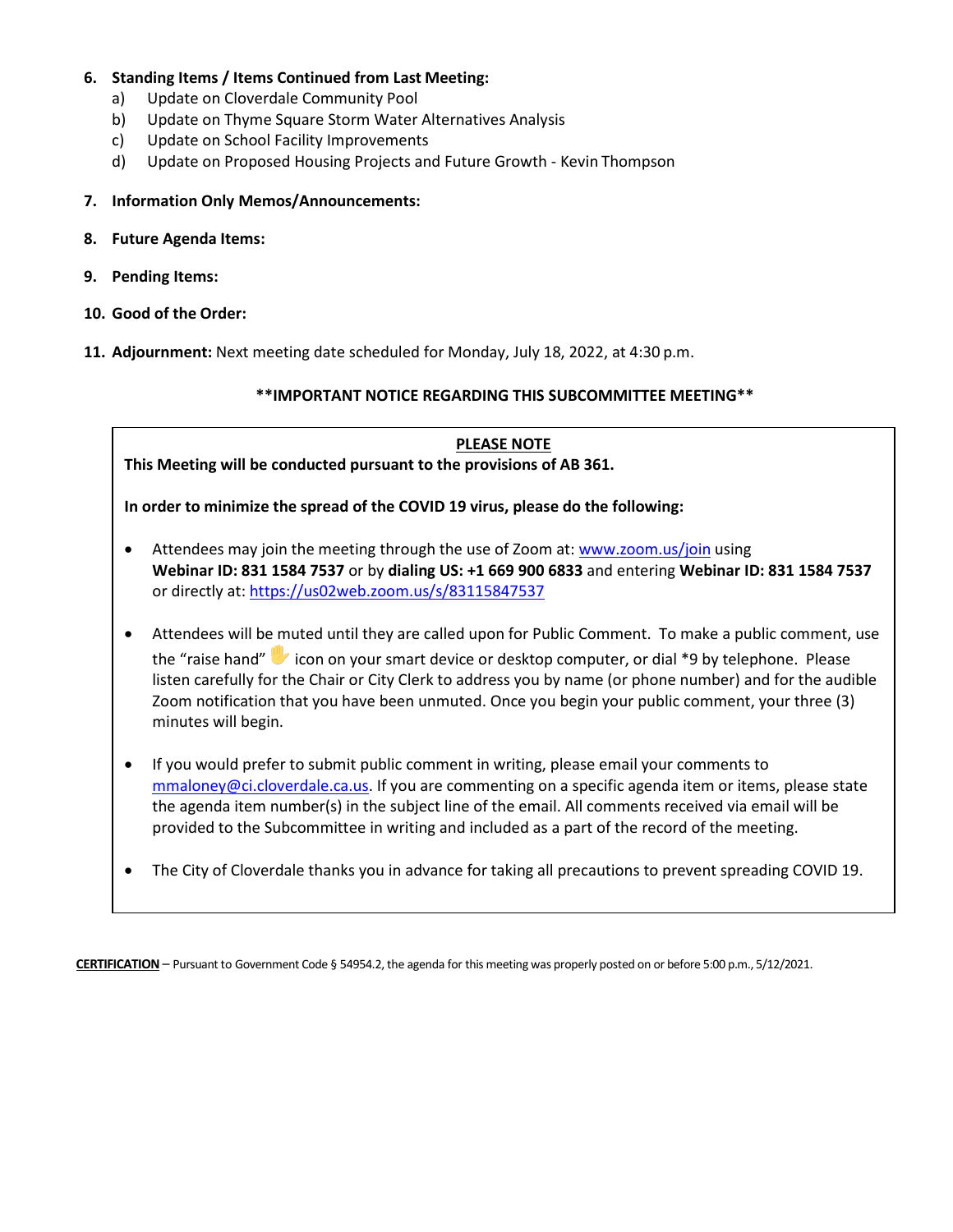6. **Standing Items / Items Continued from Last Meeting:**
   a) Update on Cloverdale Community Pool
   b) Update on Thyme Square Storm Water Alternatives Analysis
   c) Update on School Facility Improvements
   d) Update on Proposed Housing Projects and Future Growth - Kevin Thompson

7. **Information Only Memos/Announcements:**

8. **Future Agenda Items:**

9. **Pending Items:**

10. **Good of the Order:**

11. **Adjournment:** Next meeting date scheduled for Monday, July 18, 2022, at 4:30 p.m.

**\*\*IMPORTANT NOTICE REGARDING THIS SUBCOMMITTEE MEETING\*\***

**PLEASE NOTE**

**This Meeting will be conducted pursuant to the provisions of AB 361.**

**In order to minimize the spread of the COVID 19 virus, please do the following:**

- Attendees may join the meeting through the use of Zoom at: www.zoom.us/join using **Webinar ID: 831 1584 7537** or by **dialing US: +1 669 900 6833** and entering **Webinar ID: 831 1584 7537** or directly at: https://us02web.zoom.us/s/83115847537

- Attendees will be muted until they are called upon for Public Comment. To make a public comment, use the "raise hand" ✋ icon on your smart device or desktop computer, or dial *9 by telephone. Please listen carefully for the Chair or City Clerk to address you by name (or phone number) and for the audible Zoom notification that you have been unmuted. Once you begin your public comment, your three (3) minutes will begin.

- If you would prefer to submit public comment in writing, please email your comments to mmaloney@ci.cloverdale.ca.us. If you are commenting on a specific agenda item or items, please state the agenda item number(s) in the subject line of the email. All comments received via email will be provided to the Subcommittee in writing and included as a part of the record of the meeting.

- The City of Cloverdale thanks you in advance for taking all precautions to prevent spreading COVID 19.

**CERTIFICATION** – Pursuant to Government Code § 54954.2, the agenda for this meeting was properly posted on or before 5:00 p.m., 5/12/2021.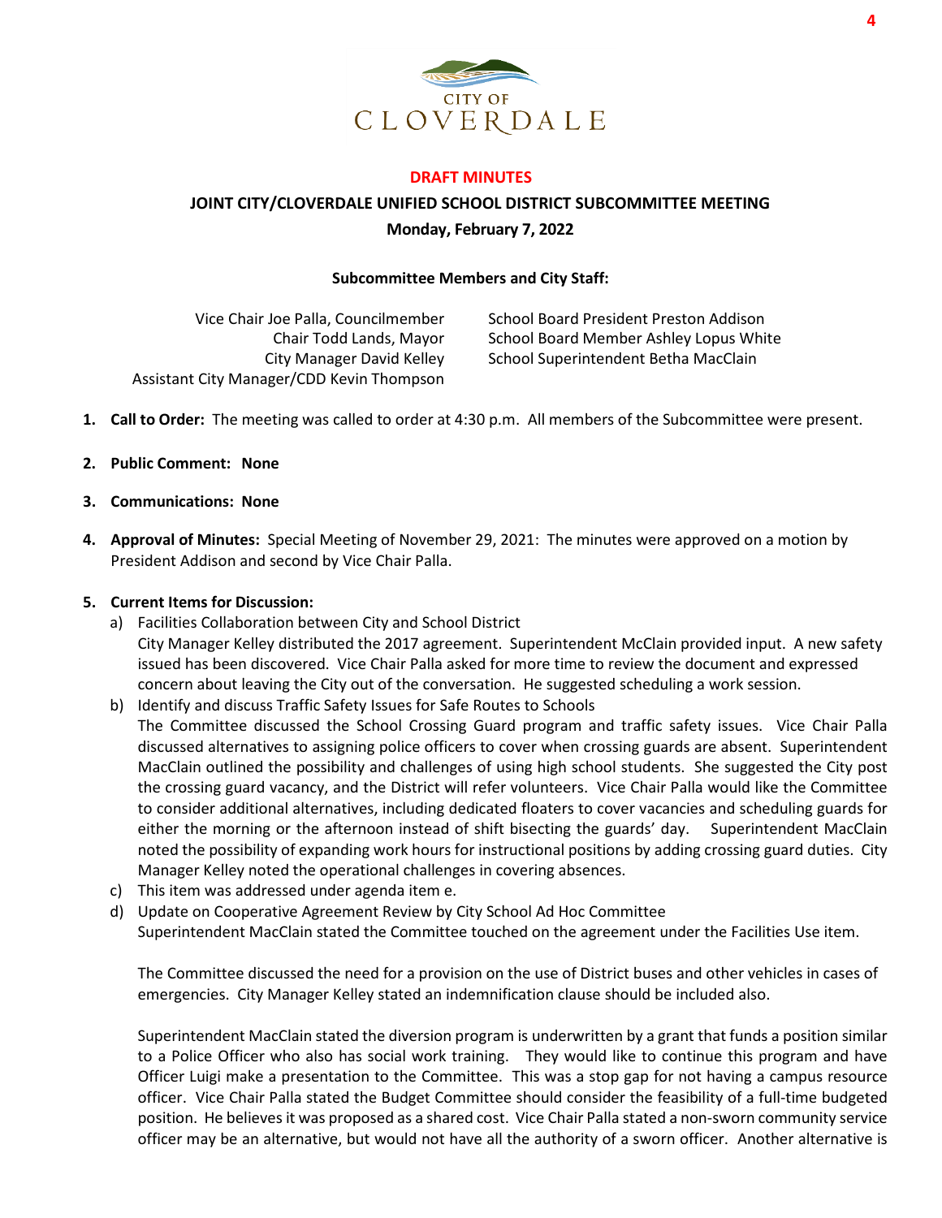CITY OF
CLOVERDALE

**DRAFT MINUTES**

**JOINT CITY/CLOVERDALE UNIFIED SCHOOL DISTRICT SUBCOMMITTEE MEETING**

**Monday, February 7, 2022**

**Subcommittee Members and City Staff:**

| | |
|---|---|
| Vice Chair Joe Palla, Councilmember | School Board President Preston Addison |
| Chair Todd Lands, Mayor | School Board Member Ashley Lopus White |
| City Manager David Kelley | School Superintendent Betha MacClain |
| Assistant City Manager/CDD Kevin Thompson | |

1. **Call to Order:** The meeting was called to order at 4:30 p.m. All members of the Subcommittee were present.

2. **Public Comment: None**

3. **Communications: None**

4. **Approval of Minutes:** Special Meeting of November 29, 2021: The minutes were approved on a motion by President Addison and second by Vice Chair Palla.

5. **Current Items for Discussion:**
   a) Facilities Collaboration between City and School District
      City Manager Kelley distributed the 2017 agreement. Superintendent McClain provided input. A new safety issued has been discovered. Vice Chair Palla asked for more time to review the document and expressed concern about leaving the City out of the conversation. He suggested scheduling a work session.
   b) Identify and discuss Traffic Safety Issues for Safe Routes to Schools
      The Committee discussed the School Crossing Guard program and traffic safety issues. Vice Chair Palla discussed alternatives to assigning police officers to cover when crossing guards are absent. Superintendent MacClain outlined the possibility and challenges of using high school students. She suggested the City post the crossing guard vacancy, and the District will refer volunteers. Vice Chair Palla would like the Committee to consider additional alternatives, including dedicated floaters to cover vacancies and scheduling guards for either the morning or the afternoon instead of shift bisecting the guards' day. Superintendent MacClain noted the possibility of expanding work hours for instructional positions by adding crossing guard duties. City Manager Kelley noted the operational challenges in covering absences.
   c) This item was addressed under agenda item e.
   d) Update on Cooperative Agreement Review by City School Ad Hoc Committee
      Superintendent MacClain stated the Committee touched on the agreement under the Facilities Use item.

      The Committee discussed the need for a provision on the use of District buses and other vehicles in cases of emergencies. City Manager Kelley stated an indemnification clause should be included also.

      Superintendent MacClain stated the diversion program is underwritten by a grant that funds a position similar to a Police Officer who also has social work training. They would like to continue this program and have Officer Luigi make a presentation to the Committee. This was a stop gap for not having a campus resource officer. Vice Chair Palla stated the Budget Committee should consider the feasibility of a full-time budgeted position. He believes it was proposed as a shared cost. Vice Chair Palla stated a non-sworn community service officer may be an alternative, but would not have all the authority of a sworn officer. Another alternative is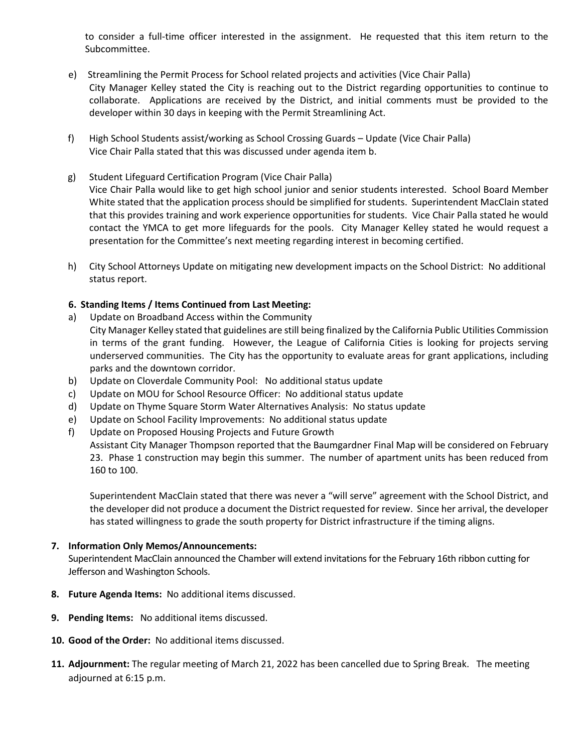to consider a full-time officer interested in the assignment. He requested that this item return to the Subcommittee.

e) Streamlining the Permit Process for School related projects and activities (Vice Chair Palla)
City Manager Kelley stated the City is reaching out to the District regarding opportunities to continue to collaborate. Applications are received by the District, and initial comments must be provided to the developer within 30 days in keeping with the Permit Streamlining Act.

f) High School Students assist/working as School Crossing Guards – Update (Vice Chair Palla)
Vice Chair Palla stated that this was discussed under agenda item b.

g) Student Lifeguard Certification Program (Vice Chair Palla)
Vice Chair Palla would like to get high school junior and senior students interested. School Board Member White stated that the application process should be simplified for students. Superintendent MacClain stated that this provides training and work experience opportunities for students. Vice Chair Palla stated he would contact the YMCA to get more lifeguards for the pools. City Manager Kelley stated he would request a presentation for the Committee's next meeting regarding interest in becoming certified.

h) City School Attorneys Update on mitigating new development impacts on the School District: No additional status report.

**6. Standing Items / Items Continued from Last Meeting:**

a) Update on Broadband Access within the Community
City Manager Kelley stated that guidelines are still being finalized by the California Public Utilities Commission in terms of the grant funding. However, the League of California Cities is looking for projects serving underserved communities. The City has the opportunity to evaluate areas for grant applications, including parks and the downtown corridor.

b) Update on Cloverdale Community Pool: No additional status update

c) Update on MOU for School Resource Officer: No additional status update

d) Update on Thyme Square Storm Water Alternatives Analysis: No status update

e) Update on School Facility Improvements: No additional status update

f) Update on Proposed Housing Projects and Future Growth
Assistant City Manager Thompson reported that the Baumgardner Final Map will be considered on February 23. Phase 1 construction may begin this summer. The number of apartment units has been reduced from 160 to 100.

Superintendent MacClain stated that there was never a "will serve" agreement with the School District, and the developer did not produce a document the District requested for review. Since her arrival, the developer has stated willingness to grade the south property for District infrastructure if the timing aligns.

**7. Information Only Memos/Announcements:**
Superintendent MacClain announced the Chamber will extend invitations for the February 16th ribbon cutting for Jefferson and Washington Schools.

**8. Future Agenda Items:** No additional items discussed.

**9. Pending Items:** No additional items discussed.

**10. Good of the Order:** No additional items discussed.

**11. Adjournment:** The regular meeting of March 21, 2022 has been cancelled due to Spring Break. The meeting adjourned at 6:15 p.m.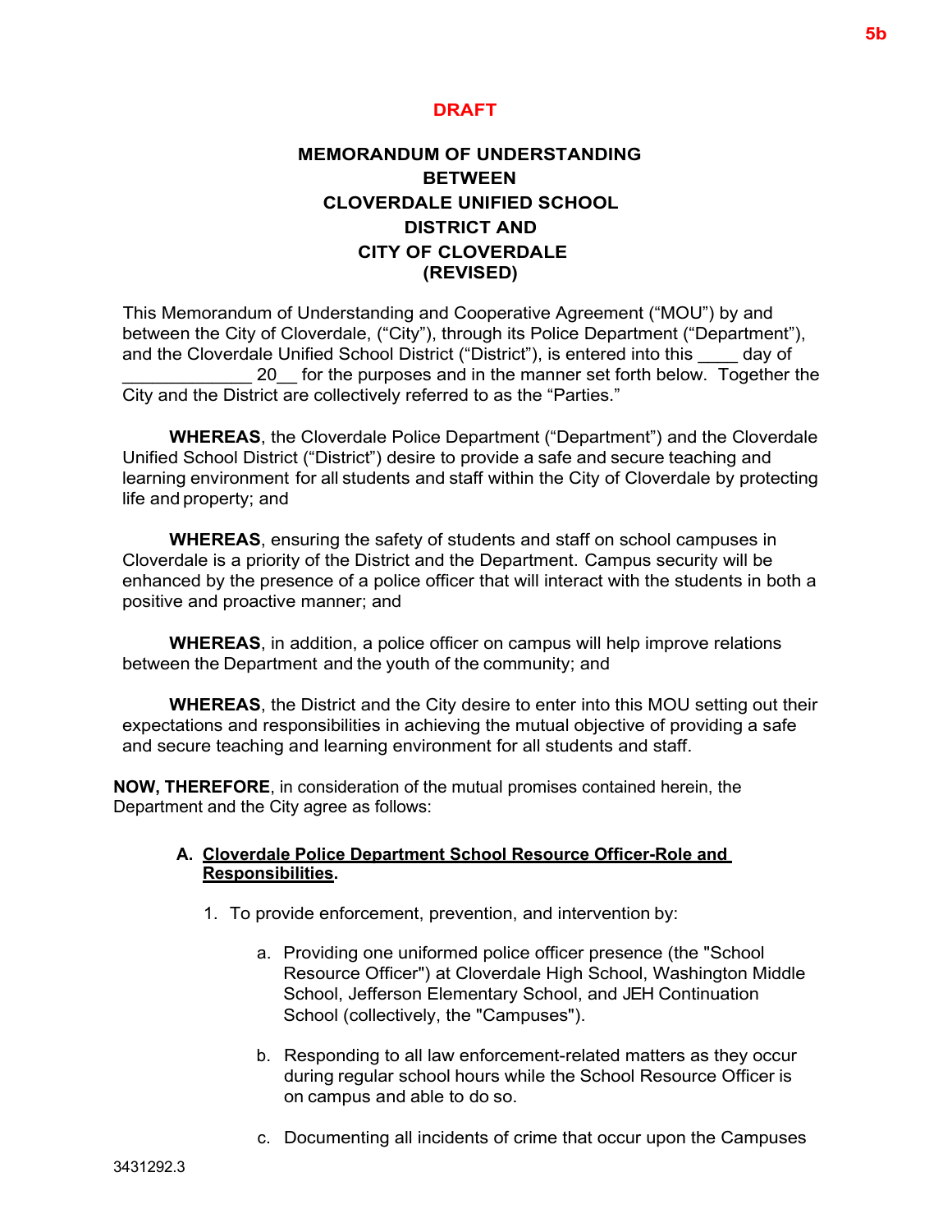**DRAFT**

**MEMORANDUM OF UNDERSTANDING
BETWEEN
CLOVERDALE UNIFIED SCHOOL
DISTRICT AND
CITY OF CLOVERDALE
(REVISED)**

This Memorandum of Understanding and Cooperative Agreement ("MOU") by and between the City of Cloverdale, ("City"), through its Police Department ("Department"), and the Cloverdale Unified School District ("District"), is entered into this ____ day of _____________ 20__ for the purposes and in the manner set forth below. Together the City and the District are collectively referred to as the "Parties."

**WHEREAS**, the Cloverdale Police Department ("Department") and the Cloverdale Unified School District ("District") desire to provide a safe and secure teaching and learning environment for all students and staff within the City of Cloverdale by protecting life and property; and

**WHEREAS**, ensuring the safety of students and staff on school campuses in Cloverdale is a priority of the District and the Department. Campus security will be enhanced by the presence of a police officer that will interact with the students in both a positive and proactive manner; and

**WHEREAS**, in addition, a police officer on campus will help improve relations between the Department and the youth of the community; and

**WHEREAS**, the District and the City desire to enter into this MOU setting out their expectations and responsibilities in achieving the mutual objective of providing a safe and secure teaching and learning environment for all students and staff.

**NOW, THEREFORE**, in consideration of the mutual promises contained herein, the Department and the City agree as follows:

**A. Cloverdale Police Department School Resource Officer-Role and Responsibilities.**

1. To provide enforcement, prevention, and intervention by:

    a. Providing one uniformed police officer presence (the "School Resource Officer") at Cloverdale High School, Washington Middle School, Jefferson Elementary School, and JEH Continuation School (collectively, the "Campuses").

    b. Responding to all law enforcement-related matters as they occur during regular school hours while the School Resource Officer is on campus and able to do so.

    c. Documenting all incidents of crime that occur upon the Campuses

3431292.3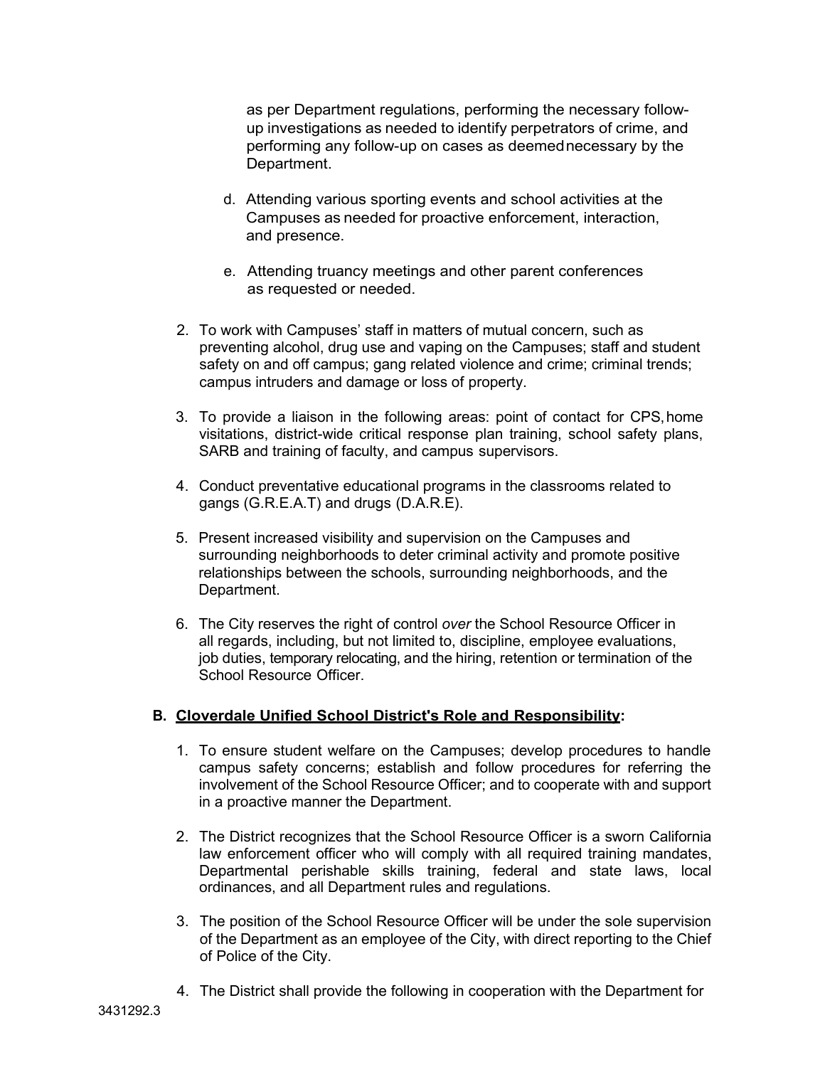as per Department regulations, performing the necessary follow-up investigations as needed to identify perpetrators of crime, and performing any follow-up on cases as deemed necessary by the Department.

d. Attending various sporting events and school activities at the Campuses as needed for proactive enforcement, interaction, and presence.

e. Attending truancy meetings and other parent conferences as requested or needed.

2. To work with Campuses' staff in matters of mutual concern, such as preventing alcohol, drug use and vaping on the Campuses; staff and student safety on and off campus; gang related violence and crime; criminal trends; campus intruders and damage or loss of property.

3. To provide a liaison in the following areas: point of contact for CPS, home visitations, district-wide critical response plan training, school safety plans, SARB and training of faculty, and campus supervisors.

4. Conduct preventative educational programs in the classrooms related to gangs (G.R.E.A.T) and drugs (D.A.R.E).

5. Present increased visibility and supervision on the Campuses and surrounding neighborhoods to deter criminal activity and promote positive relationships between the schools, surrounding neighborhoods, and the Department.

6. The City reserves the right of control *over* the School Resource Officer in all regards, including, but not limited to, discipline, employee evaluations, job duties, temporary relocating, and the hiring, retention or termination of the School Resource Officer.

**B. <u>Cloverdale Unified School District's Role and Responsibility</u>:**

1. To ensure student welfare on the Campuses; develop procedures to handle campus safety concerns; establish and follow procedures for referring the involvement of the School Resource Officer; and to cooperate with and support in a proactive manner the Department.

2. The District recognizes that the School Resource Officer is a sworn California law enforcement officer who will comply with all required training mandates, Departmental perishable skills training, federal and state laws, local ordinances, and all Department rules and regulations.

3. The position of the School Resource Officer will be under the sole supervision of the Department as an employee of the City, with direct reporting to the Chief of Police of the City.

4. The District shall provide the following in cooperation with the Department for

3431292.3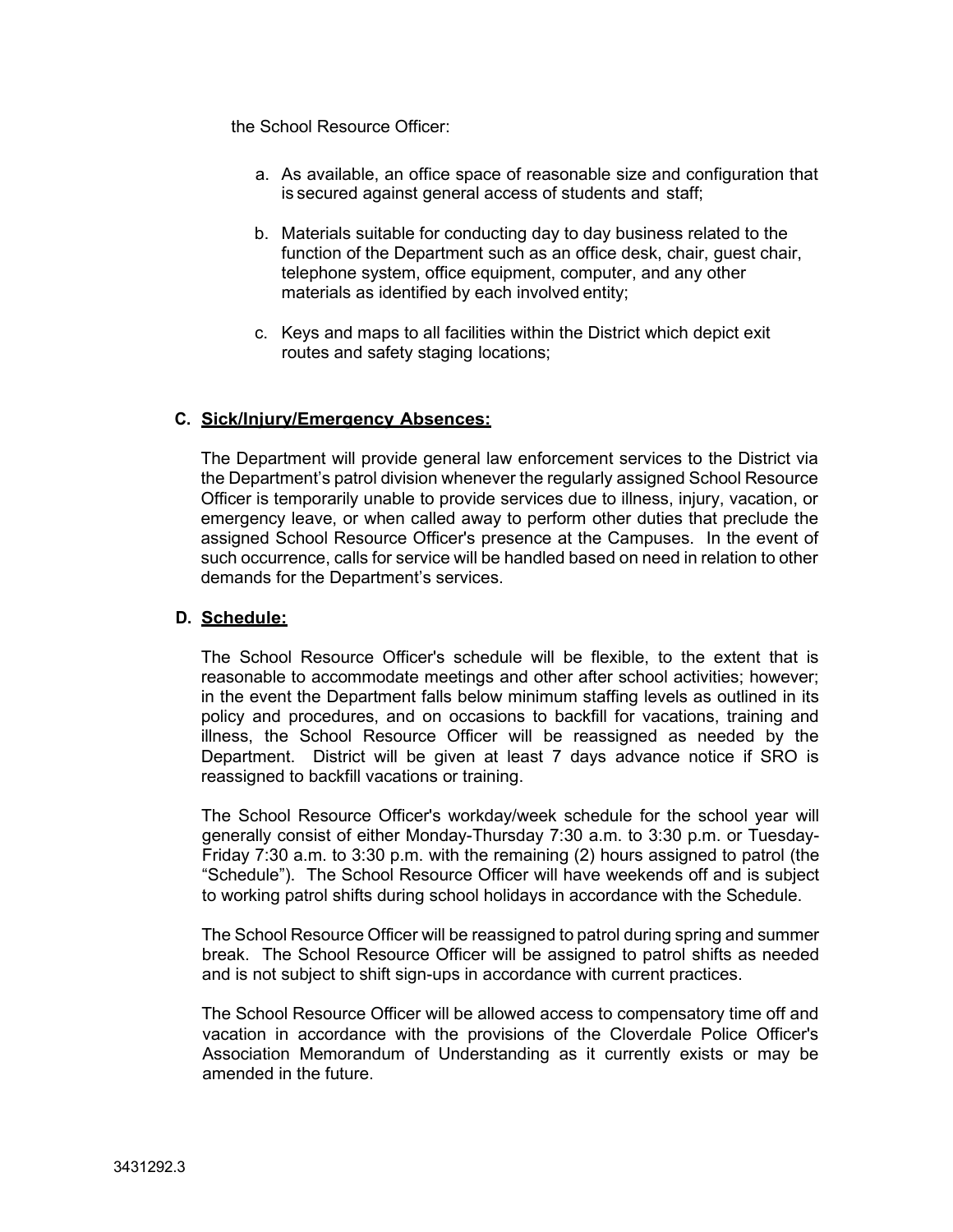the School Resource Officer:

a. As available, an office space of reasonable size and configuration that is secured against general access of students and staff;

b. Materials suitable for conducting day to day business related to the function of the Department such as an office desk, chair, guest chair, telephone system, office equipment, computer, and any other materials as identified by each involved entity;

c. Keys and maps to all facilities within the District which depict exit routes and safety staging locations;

**C. <u>Sick/Injury/Emergency Absences:</u>**

The Department will provide general law enforcement services to the District via the Department's patrol division whenever the regularly assigned School Resource Officer is temporarily unable to provide services due to illness, injury, vacation, or emergency leave, or when called away to perform other duties that preclude the assigned School Resource Officer's presence at the Campuses. In the event of such occurrence, calls for service will be handled based on need in relation to other demands for the Department's services.

**D. <u>Schedule:</u>**

The School Resource Officer's schedule will be flexible, to the extent that is reasonable to accommodate meetings and other after school activities; however; in the event the Department falls below minimum staffing levels as outlined in its policy and procedures, and on occasions to backfill for vacations, training and illness, the School Resource Officer will be reassigned as needed by the Department. District will be given at least 7 days advance notice if SRO is reassigned to backfill vacations or training.

The School Resource Officer's workday/week schedule for the school year will generally consist of either Monday-Thursday 7:30 a.m. to 3:30 p.m. or Tuesday-Friday 7:30 a.m. to 3:30 p.m. with the remaining (2) hours assigned to patrol (the "Schedule"). The School Resource Officer will have weekends off and is subject to working patrol shifts during school holidays in accordance with the Schedule.

The School Resource Officer will be reassigned to patrol during spring and summer break. The School Resource Officer will be assigned to patrol shifts as needed and is not subject to shift sign-ups in accordance with current practices.

The School Resource Officer will be allowed access to compensatory time off and vacation in accordance with the provisions of the Cloverdale Police Officer's Association Memorandum of Understanding as it currently exists or may be amended in the future.

3431292.3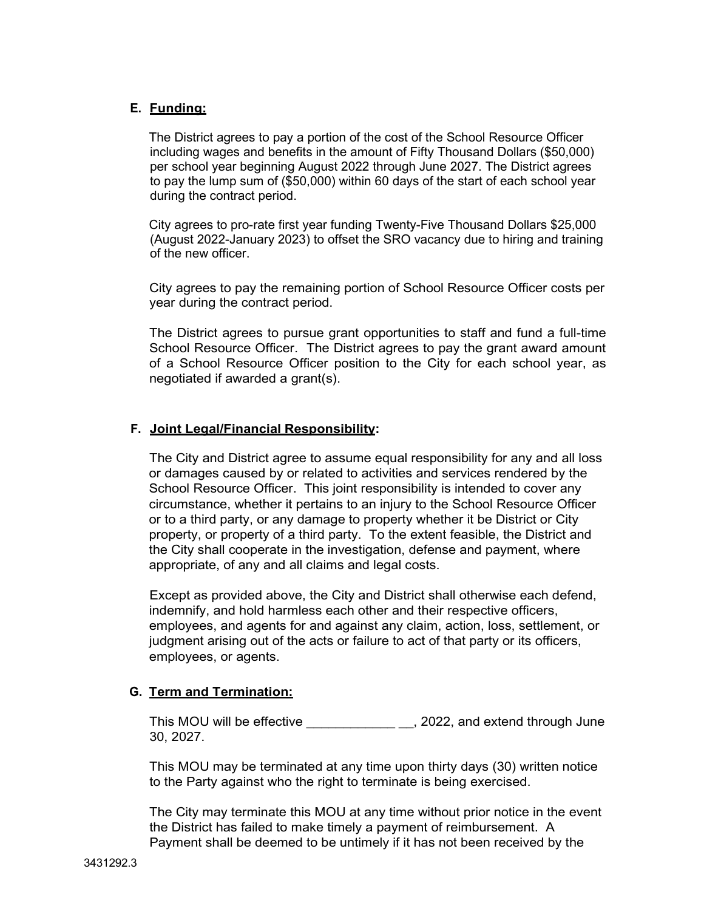**E. Funding:**

The District agrees to pay a portion of the cost of the School Resource Officer including wages and benefits in the amount of Fifty Thousand Dollars ($50,000) per school year beginning August 2022 through June 2027. The District agrees to pay the lump sum of ($50,000) within 60 days of the start of each school year during the contract period.

City agrees to pro-rate first year funding Twenty-Five Thousand Dollars $25,000 (August 2022-January 2023) to offset the SRO vacancy due to hiring and training of the new officer.

City agrees to pay the remaining portion of School Resource Officer costs per year during the contract period.

The District agrees to pursue grant opportunities to staff and fund a full-time School Resource Officer. The District agrees to pay the grant award amount of a School Resource Officer position to the City for each school year, as negotiated if awarded a grant(s).

**F. Joint Legal/Financial Responsibility:**

The City and District agree to assume equal responsibility for any and all loss or damages caused by or related to activities and services rendered by the School Resource Officer. This joint responsibility is intended to cover any circumstance, whether it pertains to an injury to the School Resource Officer or to a third party, or any damage to property whether it be District or City property, or property of a third party. To the extent feasible, the District and the City shall cooperate in the investigation, defense and payment, where appropriate, of any and all claims and legal costs.

Except as provided above, the City and District shall otherwise each defend, indemnify, and hold harmless each other and their respective officers, employees, and agents for and against any claim, action, loss, settlement, or judgment arising out of the acts or failure to act of that party or its officers, employees, or agents.

**G. Term and Termination:**

This MOU will be effective ____________ __, 2022, and extend through June 30, 2027.

This MOU may be terminated at any time upon thirty days (30) written notice to the Party against who the right to terminate is being exercised.

The City may terminate this MOU at any time without prior notice in the event the District has failed to make timely a payment of reimbursement. A Payment shall be deemed to be untimely if it has not been received by the

3431292.3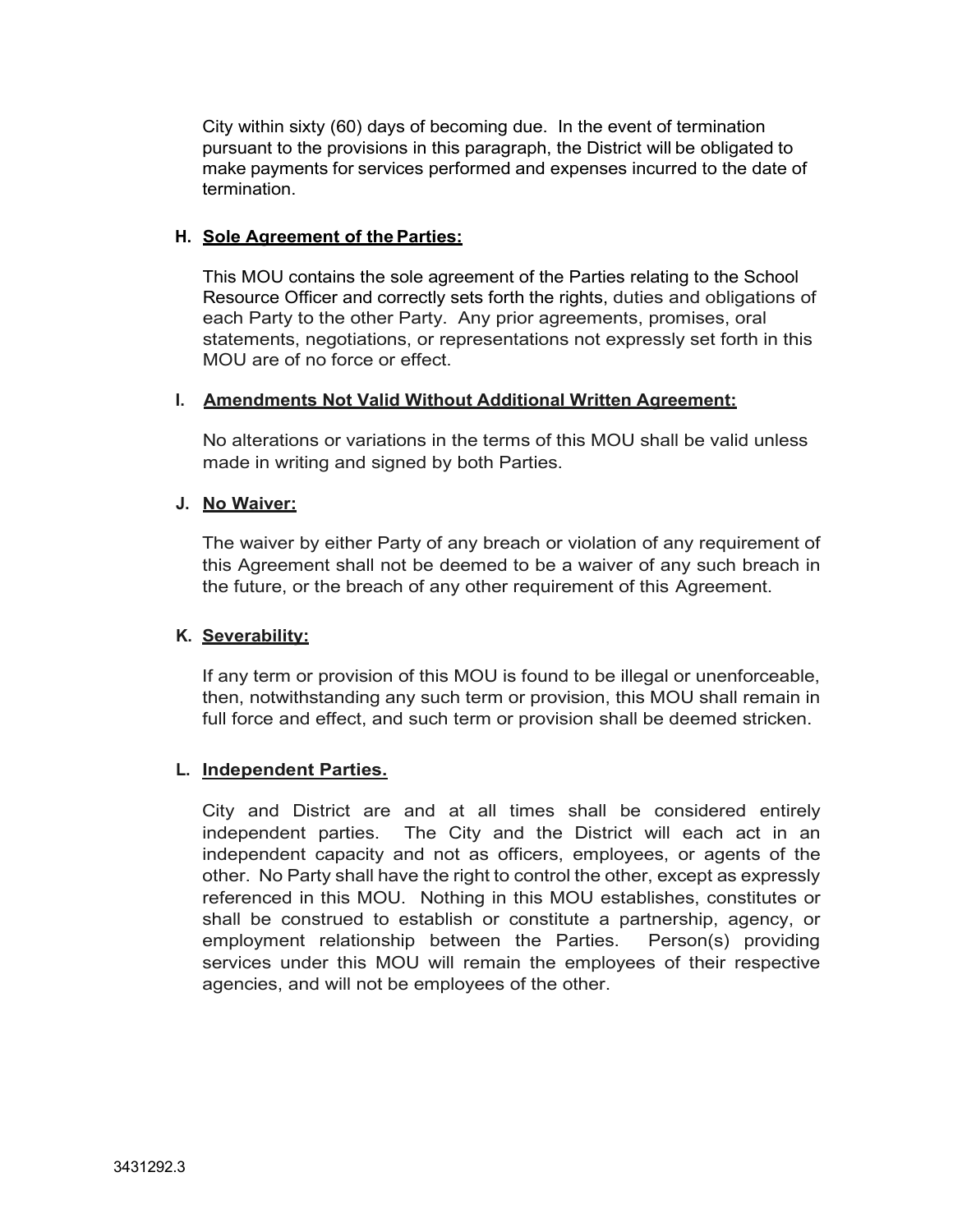City within sixty (60) days of becoming due. In the event of termination pursuant to the provisions in this paragraph, the District will be obligated to make payments for services performed and expenses incurred to the date of termination.

**H. <u>Sole Agreement of the Parties:</u>**

This MOU contains the sole agreement of the Parties relating to the School Resource Officer and correctly sets forth the rights, duties and obligations of each Party to the other Party. Any prior agreements, promises, oral statements, negotiations, or representations not expressly set forth in this MOU are of no force or effect.

**I. <u>Amendments Not Valid Without Additional Written Agreement:</u>**

No alterations or variations in the terms of this MOU shall be valid unless made in writing and signed by both Parties.

**J. <u>No Waiver:</u>**

The waiver by either Party of any breach or violation of any requirement of this Agreement shall not be deemed to be a waiver of any such breach in the future, or the breach of any other requirement of this Agreement.

**K. <u>Severability:</u>**

If any term or provision of this MOU is found to be illegal or unenforceable, then, notwithstanding any such term or provision, this MOU shall remain in full force and effect, and such term or provision shall be deemed stricken.

**L. <u>Independent Parties.</u>**

City and District are and at all times shall be considered entirely independent parties. The City and the District will each act in an independent capacity and not as officers, employees, or agents of the other. No Party shall have the right to control the other, except as expressly referenced in this MOU. Nothing in this MOU establishes, constitutes or shall be construed to establish or constitute a partnership, agency, or employment relationship between the Parties. Person(s) providing services under this MOU will remain the employees of their respective agencies, and will not be employees of the other.

3431292.3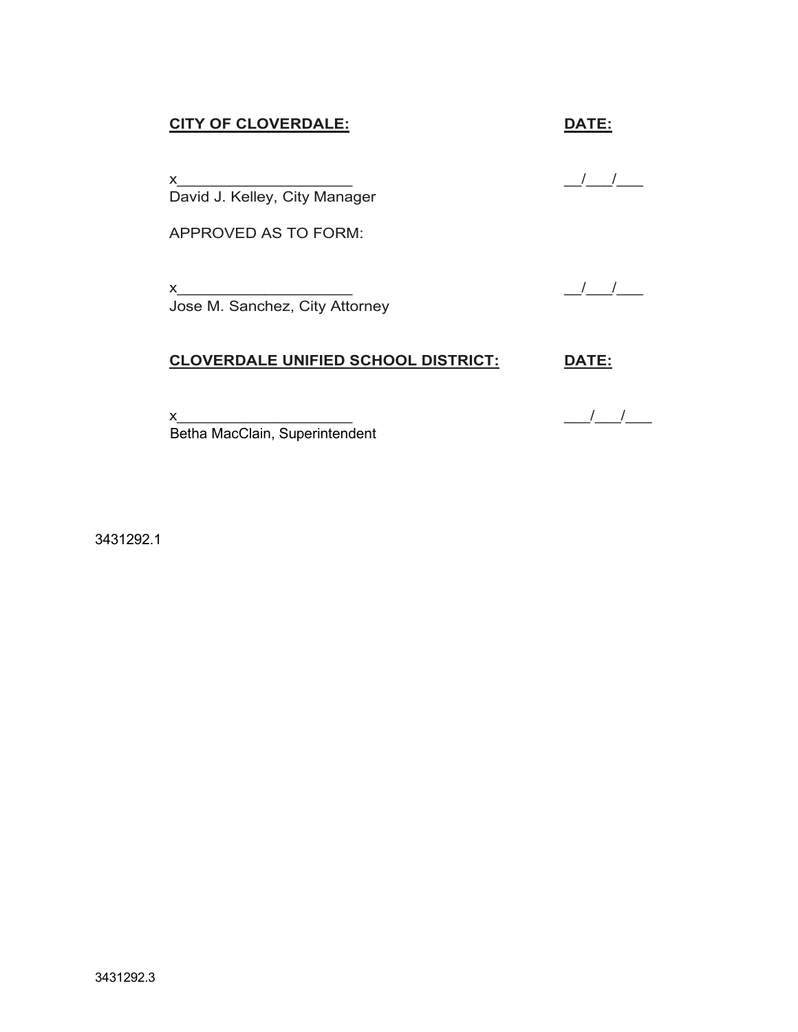**CITY OF CLOVERDALE:** **DATE:**

x____________________ __/___/___

David J. Kelley, City Manager

APPROVED AS TO FORM:

x____________________ __/___/___

Jose M. Sanchez, City Attorney

**CLOVERDALE UNIFIED SCHOOL DISTRICT:** **DATE:**

x____________________ ___/___/___

Betha MacClain, Superintendent

3431292.1

3431292.3